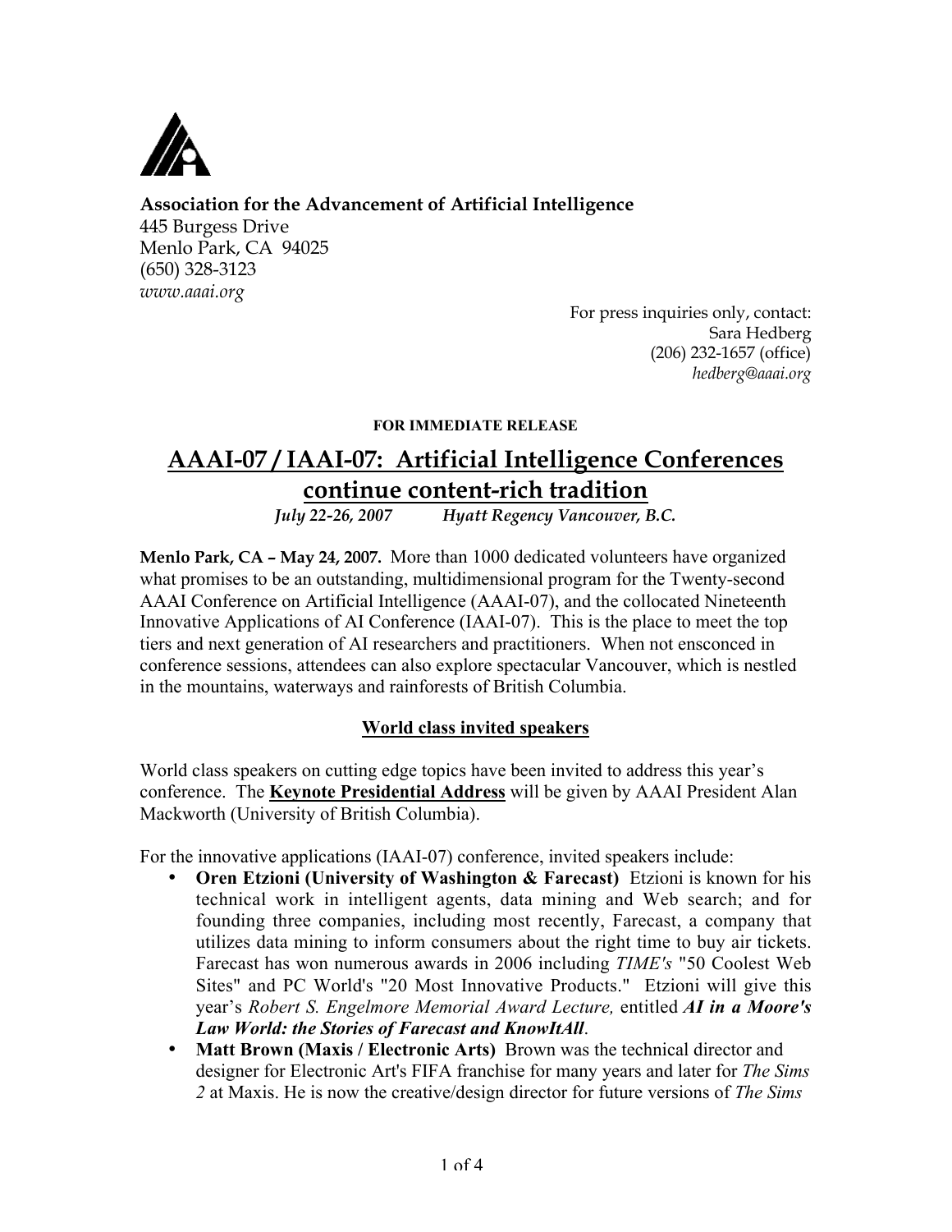**Association for the Advancement of Artificial Intelligence**
445 Burgess Drive
Menlo Park, CA 94025
(650) 328-3123
*www.aaai.org*

For press inquiries only, contact:
Sara Hedberg
(206) 232-1657 (office)
*hedberg@aaai.org*

**FOR IMMEDIATE RELEASE**

# AAAI-07 / IAAI-07: Artificial Intelligence Conferences continue content-rich tradition

*July 22-26, 2007 Hyatt Regency Vancouver, B.C.*

**Menlo Park, CA – May 24, 2007.** More than 1000 dedicated volunteers have organized what promises to be an outstanding, multidimensional program for the Twenty-second AAAI Conference on Artificial Intelligence (AAAI-07), and the collocated Nineteenth Innovative Applications of AI Conference (IAAI-07). This is the place to meet the top tiers and next generation of AI researchers and practitioners. When not ensconced in conference sessions, attendees can also explore spectacular Vancouver, which is nestled in the mountains, waterways and rainforests of British Columbia.

## World class invited speakers

World class speakers on cutting edge topics have been invited to address this year's conference. The **Keynote Presidential Address** will be given by AAAI President Alan Mackworth (University of British Columbia).

For the innovative applications (IAAI-07) conference, invited speakers include:

- **Oren Etzioni (University of Washington & Farecast)** Etzioni is known for his technical work in intelligent agents, data mining and Web search; and for founding three companies, including most recently, Farecast, a company that utilizes data mining to inform consumers about the right time to buy air tickets. Farecast has won numerous awards in 2006 including *TIME's* "50 Coolest Web Sites" and PC World's "20 Most Innovative Products." Etzioni will give this year's *Robert S. Engelmore Memorial Award Lecture,* entitled ***AI in a Moore's Law World: the Stories of Farecast and KnowItAll***.
- **Matt Brown (Maxis / Electronic Arts)** Brown was the technical director and designer for Electronic Art's FIFA franchise for many years and later for *The Sims 2* at Maxis. He is now the creative/design director for future versions of *The Sims*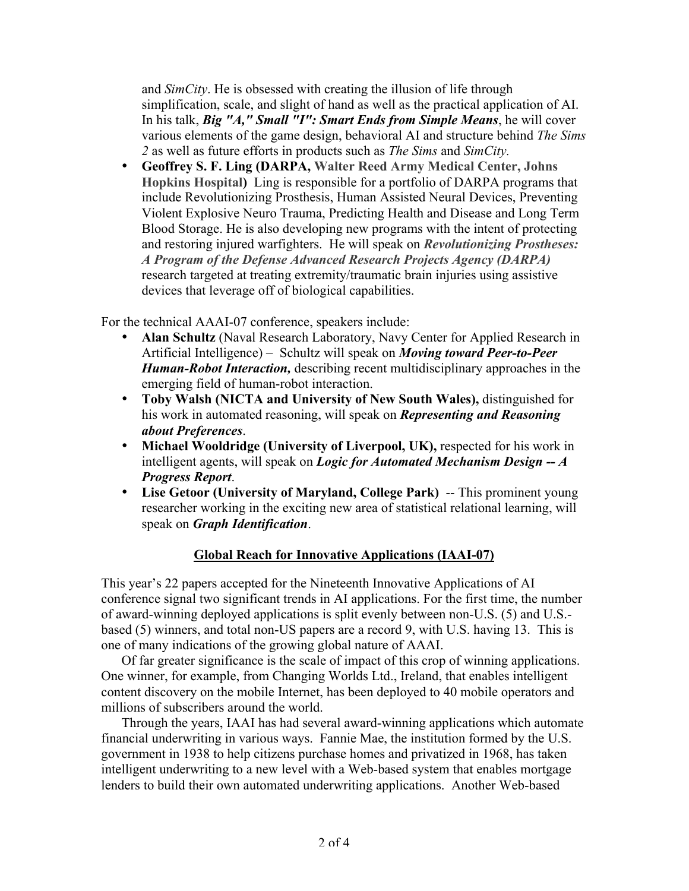and *SimCity*. He is obsessed with creating the illusion of life through simplification, scale, and slight of hand as well as the practical application of AI. In his talk, ***Big "A," Small "I": Smart Ends from Simple Means***, he will cover various elements of the game design, behavioral AI and structure behind *The Sims 2* as well as future efforts in products such as *The Sims* and *SimCity.*

- **Geoffrey S. F. Ling (DARPA, Walter Reed Army Medical Center, Johns Hopkins Hospital)** Ling is responsible for a portfolio of DARPA programs that include Revolutionizing Prosthesis, Human Assisted Neural Devices, Preventing Violent Explosive Neuro Trauma, Predicting Health and Disease and Long Term Blood Storage. He is also developing new programs with the intent of protecting and restoring injured warfighters. He will speak on ***Revolutionizing Prostheses: A Program of the Defense Advanced Research Projects Agency (DARPA)*** research targeted at treating extremity/traumatic brain injuries using assistive devices that leverage off of biological capabilities.

For the technical AAAI-07 conference, speakers include:

- **Alan Schultz** (Naval Research Laboratory, Navy Center for Applied Research in Artificial Intelligence) – Schultz will speak on ***Moving toward Peer-to-Peer Human-Robot Interaction,*** describing recent multidisciplinary approaches in the emerging field of human-robot interaction.
- **Toby Walsh (NICTA and University of New South Wales),** distinguished for his work in automated reasoning, will speak on ***Representing and Reasoning about Preferences***.
- **Michael Wooldridge (University of Liverpool, UK),** respected for his work in intelligent agents, will speak on ***Logic for Automated Mechanism Design -- A Progress Report***.
- **Lise Getoor (University of Maryland, College Park)** -- This prominent young researcher working in the exciting new area of statistical relational learning, will speak on ***Graph Identification***.

## Global Reach for Innovative Applications (IAAI-07)

This year's 22 papers accepted for the Nineteenth Innovative Applications of AI conference signal two significant trends in AI applications. For the first time, the number of award-winning deployed applications is split evenly between non-U.S. (5) and U.S.-based (5) winners, and total non-US papers are a record 9, with U.S. having 13. This is one of many indications of the growing global nature of AAAI.

Of far greater significance is the scale of impact of this crop of winning applications. One winner, for example, from Changing Worlds Ltd., Ireland, that enables intelligent content discovery on the mobile Internet, has been deployed to 40 mobile operators and millions of subscribers around the world.

Through the years, IAAI has had several award-winning applications which automate financial underwriting in various ways. Fannie Mae, the institution formed by the U.S. government in 1938 to help citizens purchase homes and privatized in 1968, has taken intelligent underwriting to a new level with a Web-based system that enables mortgage lenders to build their own automated underwriting applications. Another Web-based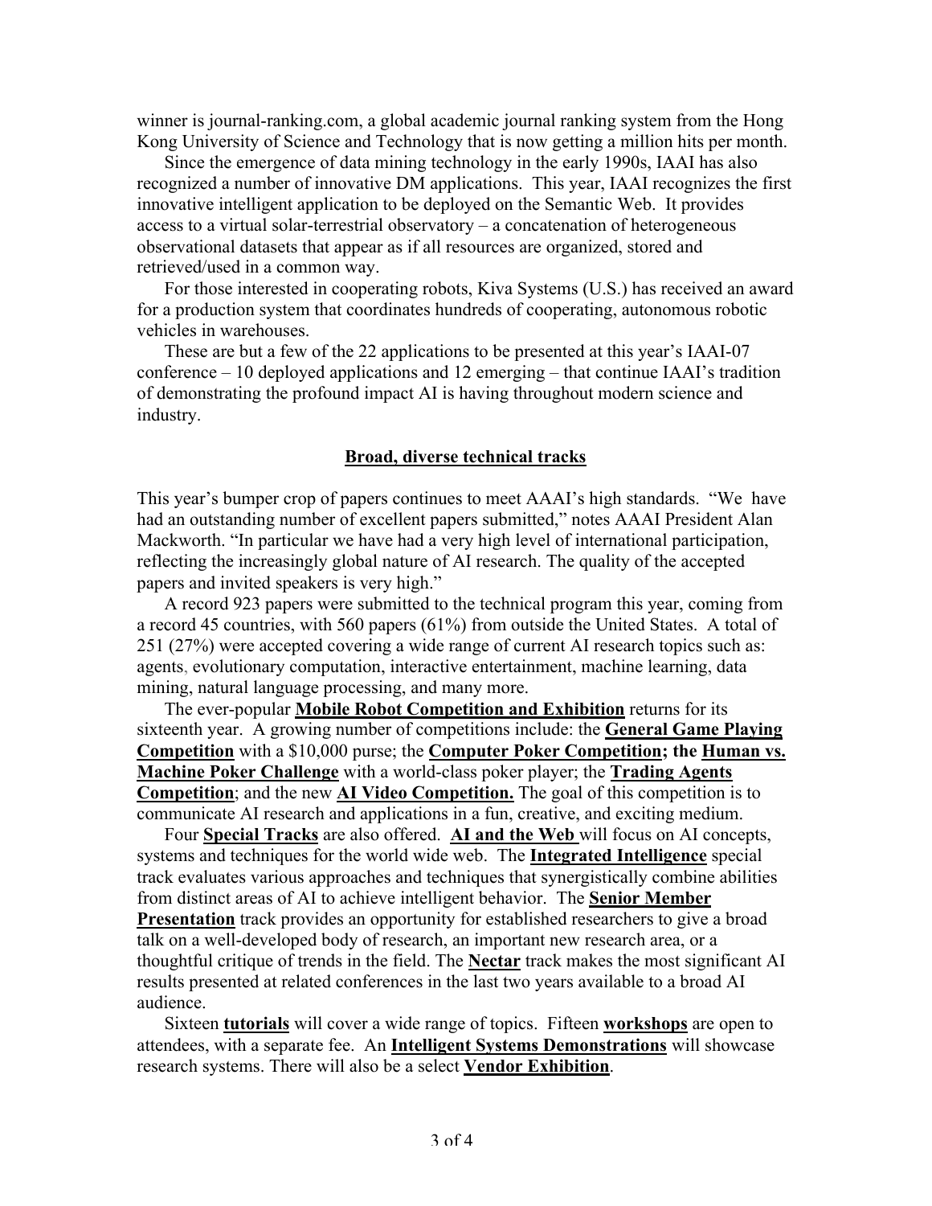winner is journal-ranking.com, a global academic journal ranking system from the Hong Kong University of Science and Technology that is now getting a million hits per month.

Since the emergence of data mining technology in the early 1990s, IAAI has also recognized a number of innovative DM applications. This year, IAAI recognizes the first innovative intelligent application to be deployed on the Semantic Web. It provides access to a virtual solar-terrestrial observatory – a concatenation of heterogeneous observational datasets that appear as if all resources are organized, stored and retrieved/used in a common way.

For those interested in cooperating robots, Kiva Systems (U.S.) has received an award for a production system that coordinates hundreds of cooperating, autonomous robotic vehicles in warehouses.

These are but a few of the 22 applications to be presented at this year's IAAI-07 conference – 10 deployed applications and 12 emerging – that continue IAAI's tradition of demonstrating the profound impact AI is having throughout modern science and industry.

## Broad, diverse technical tracks

This year's bumper crop of papers continues to meet AAAI's high standards. "We have had an outstanding number of excellent papers submitted," notes AAAI President Alan Mackworth. "In particular we have had a very high level of international participation, reflecting the increasingly global nature of AI research. The quality of the accepted papers and invited speakers is very high."

A record 923 papers were submitted to the technical program this year, coming from a record 45 countries, with 560 papers (61%) from outside the United States. A total of 251 (27%) were accepted covering a wide range of current AI research topics such as: agents, evolutionary computation, interactive entertainment, machine learning, data mining, natural language processing, and many more.

The ever-popular **Mobile Robot Competition and Exhibition** returns for its sixteenth year. A growing number of competitions include: the **General Game Playing Competition** with a $10,000 purse; the **Computer Poker Competition; the Human vs. Machine Poker Challenge** with a world-class poker player; the **Trading Agents Competition**; and the new **AI Video Competition.** The goal of this competition is to communicate AI research and applications in a fun, creative, and exciting medium.

Four **Special Tracks** are also offered. **AI and the Web** will focus on AI concepts, systems and techniques for the world wide web. The **Integrated Intelligence** special track evaluates various approaches and techniques that synergistically combine abilities from distinct areas of AI to achieve intelligent behavior. The **Senior Member Presentation** track provides an opportunity for established researchers to give a broad talk on a well-developed body of research, an important new research area, or a thoughtful critique of trends in the field. The **Nectar** track makes the most significant AI results presented at related conferences in the last two years available to a broad AI audience.

Sixteen **tutorials** will cover a wide range of topics. Fifteen **workshops** are open to attendees, with a separate fee. An **Intelligent Systems Demonstrations** will showcase research systems. There will also be a select **Vendor Exhibition**.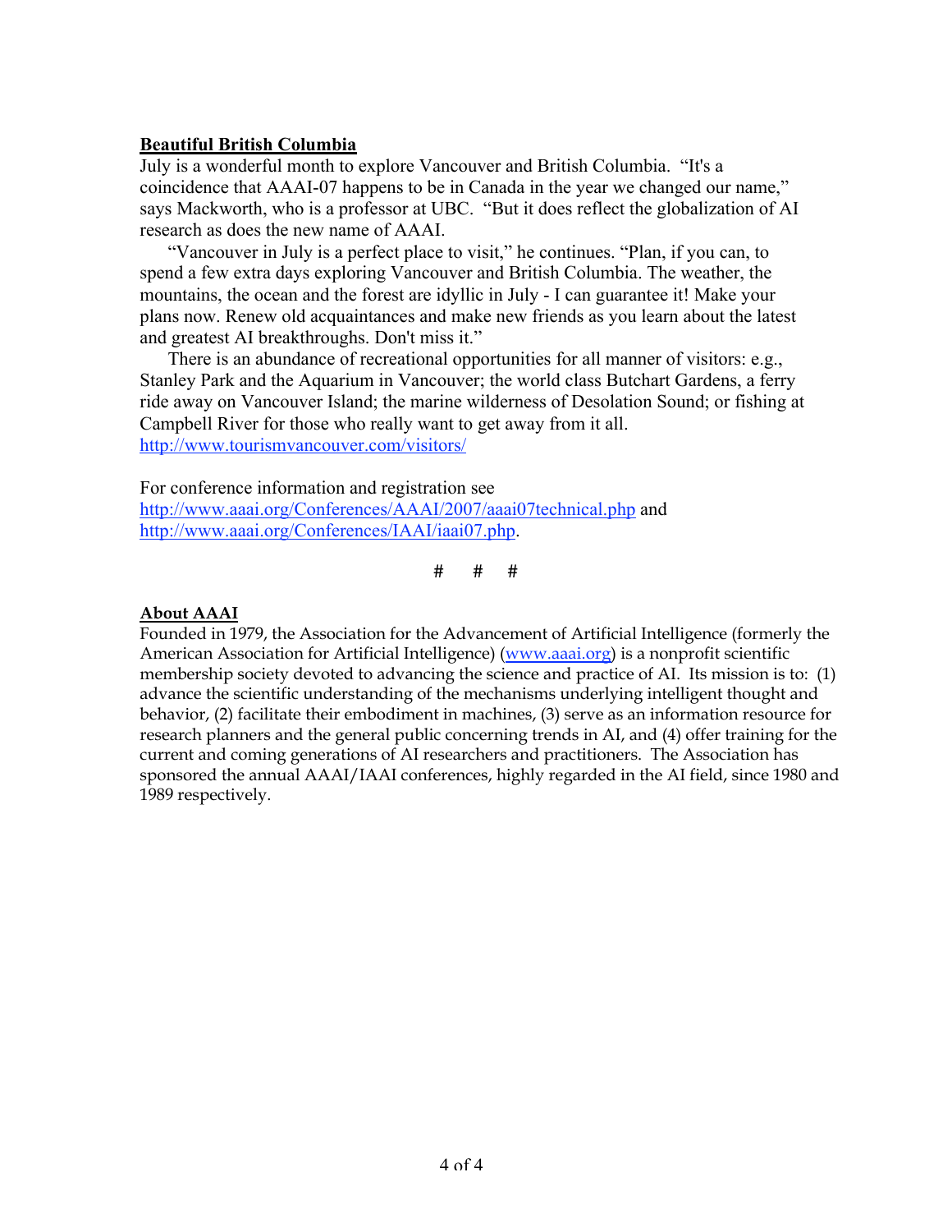**Beautiful British Columbia**

July is a wonderful month to explore Vancouver and British Columbia. "It's a coincidence that AAAI-07 happens to be in Canada in the year we changed our name," says Mackworth, who is a professor at UBC. "But it does reflect the globalization of AI research as does the new name of AAAI.

"Vancouver in July is a perfect place to visit," he continues. "Plan, if you can, to spend a few extra days exploring Vancouver and British Columbia. The weather, the mountains, the ocean and the forest are idyllic in July - I can guarantee it! Make your plans now. Renew old acquaintances and make new friends as you learn about the latest and greatest AI breakthroughs. Don't miss it."

There is an abundance of recreational opportunities for all manner of visitors: e.g., Stanley Park and the Aquarium in Vancouver; the world class Butchart Gardens, a ferry ride away on Vancouver Island; the marine wilderness of Desolation Sound; or fishing at Campbell River for those who really want to get away from it all.
http://www.tourismvancouver.com/visitors/

For conference information and registration see http://www.aaai.org/Conferences/AAAI/2007/aaai07technical.php and http://www.aaai.org/Conferences/IAAI/iaai07.php.

# # #

**About AAAI**

Founded in 1979, the Association for the Advancement of Artificial Intelligence (formerly the American Association for Artificial Intelligence) (www.aaai.org) is a nonprofit scientific membership society devoted to advancing the science and practice of AI. Its mission is to: (1) advance the scientific understanding of the mechanisms underlying intelligent thought and behavior, (2) facilitate their embodiment in machines, (3) serve as an information resource for research planners and the general public concerning trends in AI, and (4) offer training for the current and coming generations of AI researchers and practitioners. The Association has sponsored the annual AAAI/IAAI conferences, highly regarded in the AI field, since 1980 and 1989 respectively.